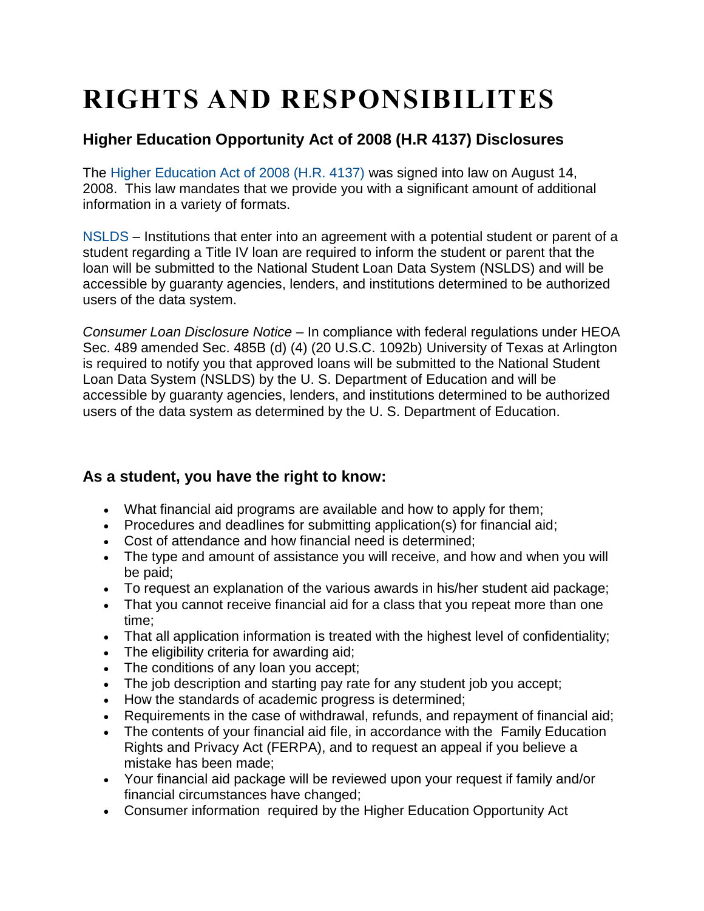# RIGHTS AND RESPONSIBILITES

### Higher Education Opportunity Act of 2008 (H.R 4137) Disclosures

The Higher Education Act of 2008 (H.R. 4137) was signed into law on August 14, 2008. This law mandates that we provide you with a significant amount of additional information in a variety of formats.

NSLDS – Institutions that enter into an agreement with a potential student or parent of a student regarding a Title IV loan are required to inform the student or parent that the loan will be submitted to the National Student Loan Data System (NSLDS) and will be accessible by guaranty agencies, lenders, and institutions determined to be authorized users of the data system.

*Consumer Loan Disclosure Notice* – In compliance with federal regulations under HEOA Sec. 489 amended Sec. 485B (d) (4) (20 U.S.C. 1092b) University of Texas at Arlington is required to notify you that approved loans will be submitted to the National Student Loan Data System (NSLDS) by the U. S. Department of Education and will be accessible by guaranty agencies, lenders, and institutions determined to be authorized users of the data system as determined by the U. S. Department of Education.

### As a student, you have the right to know:

- What financial aid programs are available and how to apply for them;
- Procedures and deadlines for submitting application(s) for financial aid;
- Cost of attendance and how financial need is determined;
- The type and amount of assistance you will receive, and how and when you will be paid;
- To request an explanation of the various awards in his/her student aid package;
- That you cannot receive financial aid for a class that you repeat more than one time;
- That all application information is treated with the highest level of confidentiality;
- The eligibility criteria for awarding aid;
- The conditions of any loan you accept;
- The job description and starting pay rate for any student job you accept;
- How the standards of academic progress is determined;
- Requirements in the case of withdrawal, refunds, and repayment of financial aid;
- The contents of your financial aid file, in accordance with the Family Education Rights and Privacy Act (FERPA), and to request an appeal if you believe a mistake has been made;
- Your financial aid package will be reviewed upon your request if family and/or financial circumstances have changed;
- Consumer information required by the Higher Education Opportunity Act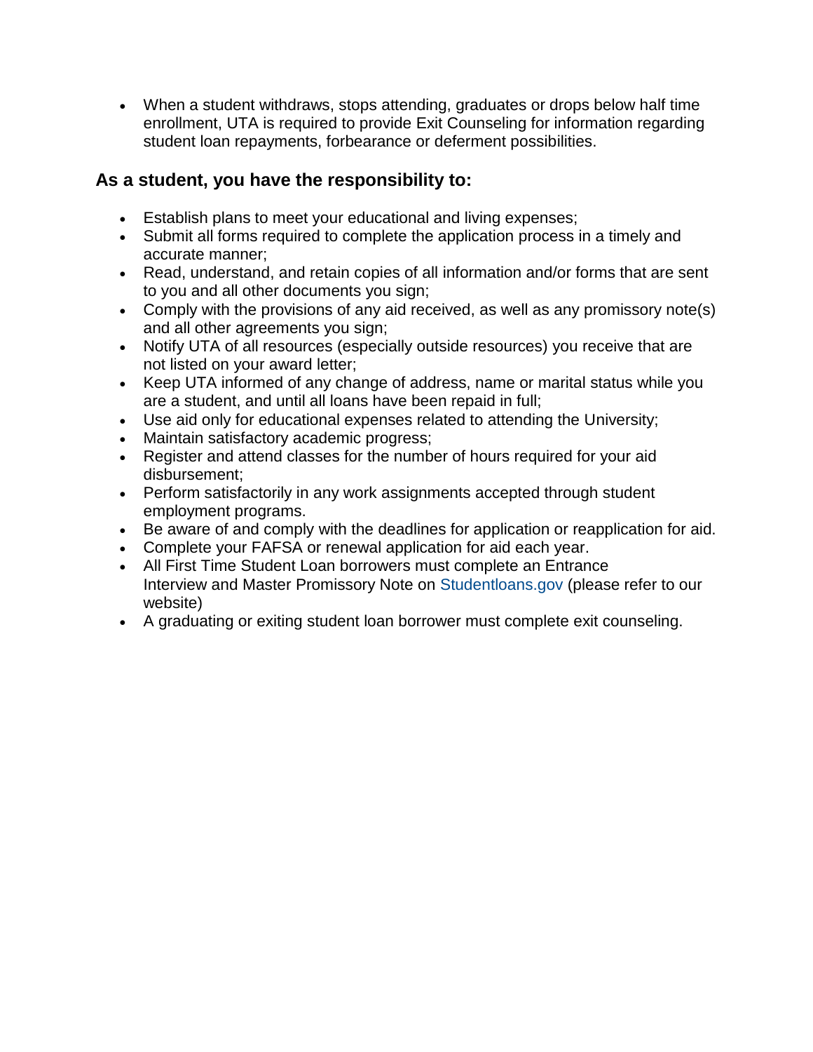- When a student withdraws, stops attending, graduates or drops below half time enrollment, UTA is required to provide Exit Counseling for information regarding student loan repayments, forbearance or deferment possibilities.

## As a student, you have the responsibility to:

- Establish plans to meet your educational and living expenses;
- Submit all forms required to complete the application process in a timely and accurate manner;
- Read, understand, and retain copies of all information and/or forms that are sent to you and all other documents you sign;
- Comply with the provisions of any aid received, as well as any promissory note(s) and all other agreements you sign;
- Notify UTA of all resources (especially outside resources) you receive that are not listed on your award letter;
- Keep UTA informed of any change of address, name or marital status while you are a student, and until all loans have been repaid in full;
- Use aid only for educational expenses related to attending the University;
- Maintain satisfactory academic progress;
- Register and attend classes for the number of hours required for your aid disbursement;
- Perform satisfactorily in any work assignments accepted through student employment programs.
- Be aware of and comply with the deadlines for application or reapplication for aid.
- Complete your FAFSA or renewal application for aid each year.
- All First Time Student Loan borrowers must complete an Entrance Interview and Master Promissory Note on Studentloans.gov (please refer to our website)
- A graduating or exiting student loan borrower must complete exit counseling.